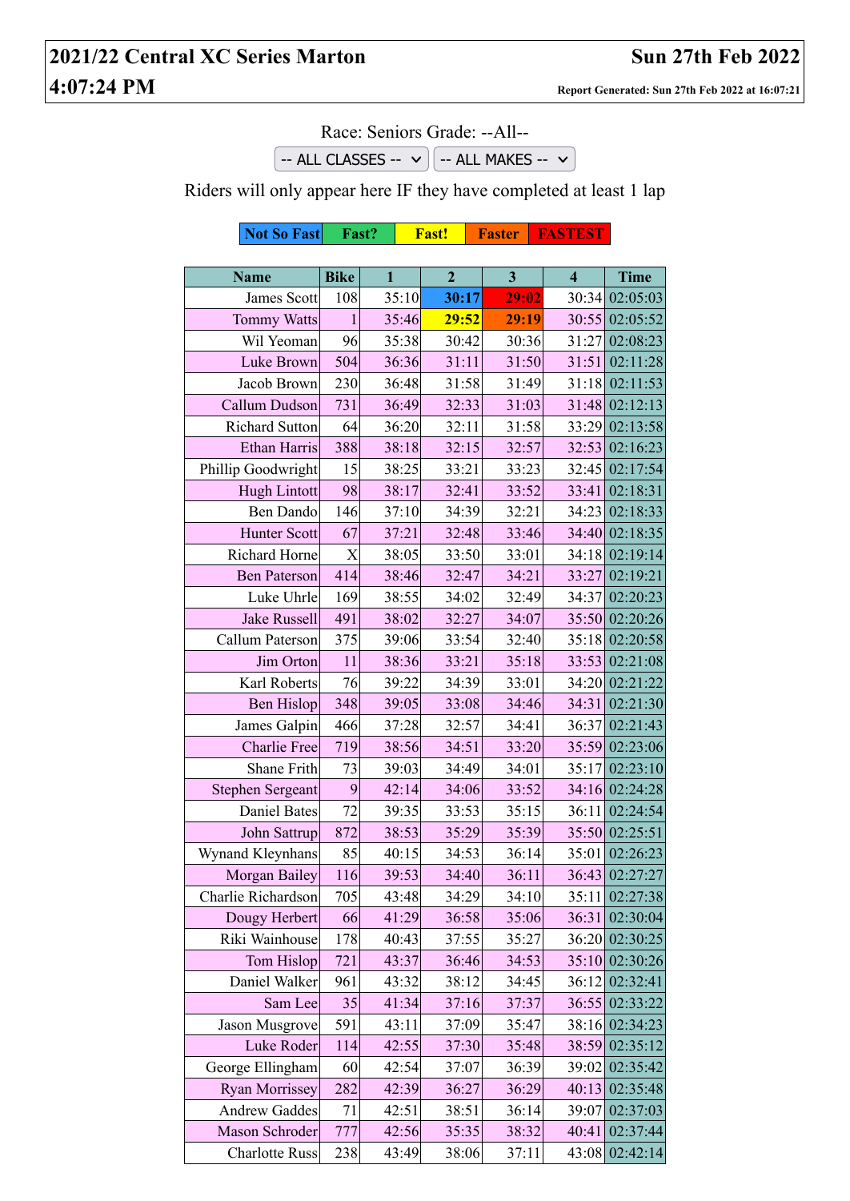# 2021/22 Central XC Series Marton

**Sun 27th Feb 2022**

**4:07:24 PM**

**Report Generated: Sun 27th Feb 2022 at 16:07:21**

Race: Seniors Grade: --All--

-- ALL CLASSES -- | -- ALL MAKES --

Riders will only appear here IF they have completed at least 1 lap

| Not So Fast | Fast? | Fast! | Faster | FASTEST |
|---|---|---|---|---|

| Name | Bike | 1 | 2 | 3 | 4 | Time |
|---|---|---|---|---|---|---|
| James Scott | 108 | 35:10 | **30:17** | **29:02** | 30:34 | 02:05:03 |
| Tommy Watts | 1 | 35:46 | **29:52** | **29:19** | 30:55 | 02:05:52 |
| Wil Yeoman | 96 | 35:38 | 30:42 | 30:36 | 31:27 | 02:08:23 |
| Luke Brown | 504 | 36:36 | 31:11 | 31:50 | 31:51 | 02:11:28 |
| Jacob Brown | 230 | 36:48 | 31:58 | 31:49 | 31:18 | 02:11:53 |
| Callum Dudson | 731 | 36:49 | 32:33 | 31:03 | 31:48 | 02:12:13 |
| Richard Sutton | 64 | 36:20 | 32:11 | 31:58 | 33:29 | 02:13:58 |
| Ethan Harris | 388 | 38:18 | 32:15 | 32:57 | 32:53 | 02:16:23 |
| Phillip Goodwright | 15 | 38:25 | 33:21 | 33:23 | 32:45 | 02:17:54 |
| Hugh Lintott | 98 | 38:17 | 32:41 | 33:52 | 33:41 | 02:18:31 |
| Ben Dando | 146 | 37:10 | 34:39 | 32:21 | 34:23 | 02:18:33 |
| Hunter Scott | 67 | 37:21 | 32:48 | 33:46 | 34:40 | 02:18:35 |
| Richard Horne | X | 38:05 | 33:50 | 33:01 | 34:18 | 02:19:14 |
| Ben Paterson | 414 | 38:46 | 32:47 | 34:21 | 33:27 | 02:19:21 |
| Luke Uhrle | 169 | 38:55 | 34:02 | 32:49 | 34:37 | 02:20:23 |
| Jake Russell | 491 | 38:02 | 32:27 | 34:07 | 35:50 | 02:20:26 |
| Callum Paterson | 375 | 39:06 | 33:54 | 32:40 | 35:18 | 02:20:58 |
| Jim Orton | 11 | 38:36 | 33:21 | 35:18 | 33:53 | 02:21:08 |
| Karl Roberts | 76 | 39:22 | 34:39 | 33:01 | 34:20 | 02:21:22 |
| Ben Hislop | 348 | 39:05 | 33:08 | 34:46 | 34:31 | 02:21:30 |
| James Galpin | 466 | 37:28 | 32:57 | 34:41 | 36:37 | 02:21:43 |
| Charlie Free | 719 | 38:56 | 34:51 | 33:20 | 35:59 | 02:23:06 |
| Shane Frith | 73 | 39:03 | 34:49 | 34:01 | 35:17 | 02:23:10 |
| Stephen Sergeant | 9 | 42:14 | 34:06 | 33:52 | 34:16 | 02:24:28 |
| Daniel Bates | 72 | 39:35 | 33:53 | 35:15 | 36:11 | 02:24:54 |
| John Sattrup | 872 | 38:53 | 35:29 | 35:39 | 35:50 | 02:25:51 |
| Wynand Kleynhans | 85 | 40:15 | 34:53 | 36:14 | 35:01 | 02:26:23 |
| Morgan Bailey | 116 | 39:53 | 34:40 | 36:11 | 36:43 | 02:27:27 |
| Charlie Richardson | 705 | 43:48 | 34:29 | 34:10 | 35:11 | 02:27:38 |
| Dougy Herbert | 66 | 41:29 | 36:58 | 35:06 | 36:31 | 02:30:04 |
| Riki Wainhouse | 178 | 40:43 | 37:55 | 35:27 | 36:20 | 02:30:25 |
| Tom Hislop | 721 | 43:37 | 36:46 | 34:53 | 35:10 | 02:30:26 |
| Daniel Walker | 961 | 43:32 | 38:12 | 34:45 | 36:12 | 02:32:41 |
| Sam Lee | 35 | 41:34 | 37:16 | 37:37 | 36:55 | 02:33:22 |
| Jason Musgrove | 591 | 43:11 | 37:09 | 35:47 | 38:16 | 02:34:23 |
| Luke Roder | 114 | 42:55 | 37:30 | 35:48 | 38:59 | 02:35:12 |
| George Ellingham | 60 | 42:54 | 37:07 | 36:39 | 39:02 | 02:35:42 |
| Ryan Morrissey | 282 | 42:39 | 36:27 | 36:29 | 40:13 | 02:35:48 |
| Andrew Gaddes | 71 | 42:51 | 38:51 | 36:14 | 39:07 | 02:37:03 |
| Mason Schroder | 777 | 42:56 | 35:35 | 38:32 | 40:41 | 02:37:44 |
| Charlotte Russ | 238 | 43:49 | 38:06 | 37:11 | 43:08 | 02:42:14 |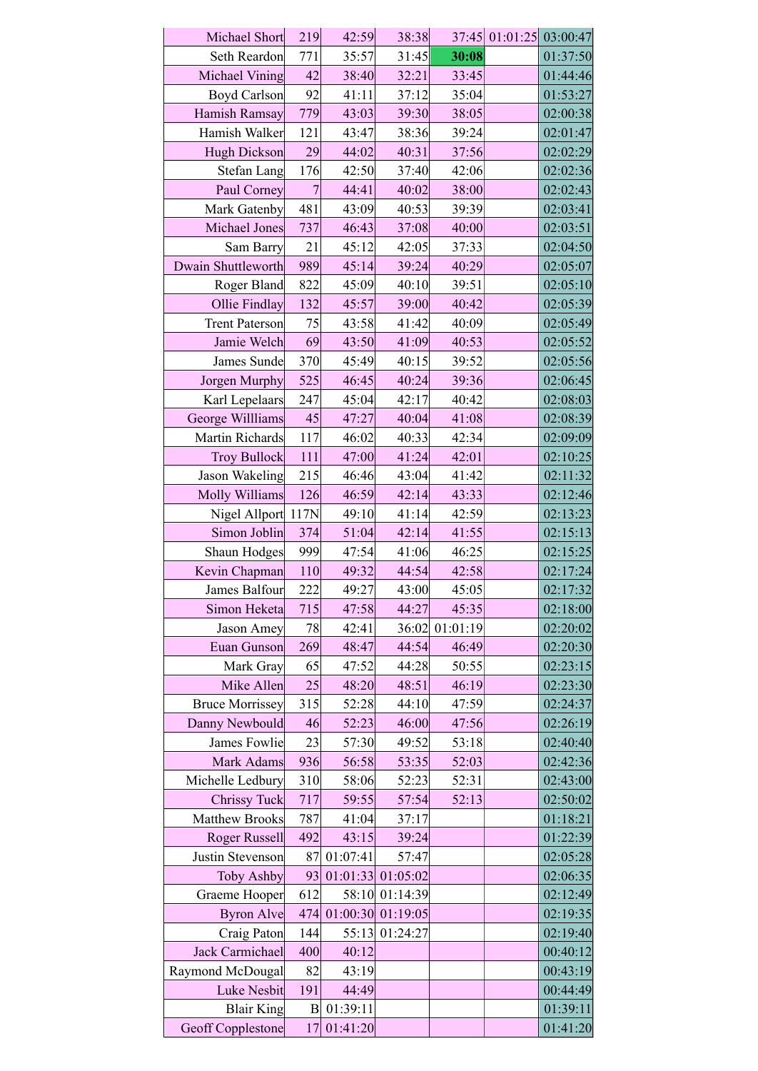| | | | | | | |
|---|---|---|---|---|---|---|
| Michael Short | 219 | 42:59 | 38:38 | 37:45 | 01:01:25 | 03:00:47 |
| Seth Reardon | 771 | 35:57 | 31:45 | **30:08** | | 01:37:50 |
| Michael Vining | 42 | 38:40 | 32:21 | 33:45 | | 01:44:46 |
| Boyd Carlson | 92 | 41:11 | 37:12 | 35:04 | | 01:53:27 |
| Hamish Ramsay | 779 | 43:03 | 39:30 | 38:05 | | 02:00:38 |
| Hamish Walker | 121 | 43:47 | 38:36 | 39:24 | | 02:01:47 |
| Hugh Dickson | 29 | 44:02 | 40:31 | 37:56 | | 02:02:29 |
| Stefan Lang | 176 | 42:50 | 37:40 | 42:06 | | 02:02:36 |
| Paul Corney | 7 | 44:41 | 40:02 | 38:00 | | 02:02:43 |
| Mark Gatenby | 481 | 43:09 | 40:53 | 39:39 | | 02:03:41 |
| Michael Jones | 737 | 46:43 | 37:08 | 40:00 | | 02:03:51 |
| Sam Barry | 21 | 45:12 | 42:05 | 37:33 | | 02:04:50 |
| Dwain Shuttleworth | 989 | 45:14 | 39:24 | 40:29 | | 02:05:07 |
| Roger Bland | 822 | 45:09 | 40:10 | 39:51 | | 02:05:10 |
| Ollie Findlay | 132 | 45:57 | 39:00 | 40:42 | | 02:05:39 |
| Trent Paterson | 75 | 43:58 | 41:42 | 40:09 | | 02:05:49 |
| Jamie Welch | 69 | 43:50 | 41:09 | 40:53 | | 02:05:52 |
| James Sunde | 370 | 45:49 | 40:15 | 39:52 | | 02:05:56 |
| Jorgen Murphy | 525 | 46:45 | 40:24 | 39:36 | | 02:06:45 |
| Karl Lepelaars | 247 | 45:04 | 42:17 | 40:42 | | 02:08:03 |
| George Willliams | 45 | 47:27 | 40:04 | 41:08 | | 02:08:39 |
| Martin Richards | 117 | 46:02 | 40:33 | 42:34 | | 02:09:09 |
| Troy Bullock | 111 | 47:00 | 41:24 | 42:01 | | 02:10:25 |
| Jason Wakeling | 215 | 46:46 | 43:04 | 41:42 | | 02:11:32 |
| Molly Williams | 126 | 46:59 | 42:14 | 43:33 | | 02:12:46 |
| Nigel Allport | 117N | 49:10 | 41:14 | 42:59 | | 02:13:23 |
| Simon Joblin | 374 | 51:04 | 42:14 | 41:55 | | 02:15:13 |
| Shaun Hodges | 999 | 47:54 | 41:06 | 46:25 | | 02:15:25 |
| Kevin Chapman | 110 | 49:32 | 44:54 | 42:58 | | 02:17:24 |
| James Balfour | 222 | 49:27 | 43:00 | 45:05 | | 02:17:32 |
| Simon Heketa | 715 | 47:58 | 44:27 | 45:35 | | 02:18:00 |
| Jason Amey | 78 | 42:41 | 36:02 | 01:01:19 | | 02:20:02 |
| Euan Gunson | 269 | 48:47 | 44:54 | 46:49 | | 02:20:30 |
| Mark Gray | 65 | 47:52 | 44:28 | 50:55 | | 02:23:15 |
| Mike Allen | 25 | 48:20 | 48:51 | 46:19 | | 02:23:30 |
| Bruce Morrissey | 315 | 52:28 | 44:10 | 47:59 | | 02:24:37 |
| Danny Newbould | 46 | 52:23 | 46:00 | 47:56 | | 02:26:19 |
| James Fowlie | 23 | 57:30 | 49:52 | 53:18 | | 02:40:40 |
| Mark Adams | 936 | 56:58 | 53:35 | 52:03 | | 02:42:36 |
| Michelle Ledbury | 310 | 58:06 | 52:23 | 52:31 | | 02:43:00 |
| Chrissy Tuck | 717 | 59:55 | 57:54 | 52:13 | | 02:50:02 |
| Matthew Brooks | 787 | 41:04 | 37:17 | | | 01:18:21 |
| Roger Russell | 492 | 43:15 | 39:24 | | | 01:22:39 |
| Justin Stevenson | 87 | 01:07:41 | 57:47 | | | 02:05:28 |
| Toby Ashby | 93 | 01:01:33 | 01:05:02 | | | 02:06:35 |
| Graeme Hooper | 612 | 58:10 | 01:14:39 | | | 02:12:49 |
| Byron Alve | 474 | 01:00:30 | 01:19:05 | | | 02:19:35 |
| Craig Paton | 144 | 55:13 | 01:24:27 | | | 02:19:40 |
| Jack Carmichael | 400 | 40:12 | | | | 00:40:12 |
| Raymond McDougal | 82 | 43:19 | | | | 00:43:19 |
| Luke Nesbit | 191 | 44:49 | | | | 00:44:49 |
| Blair King | B | 01:39:11 | | | | 01:39:11 |
| Geoff Copplestone | 17 | 01:41:20 | | | | 01:41:20 |